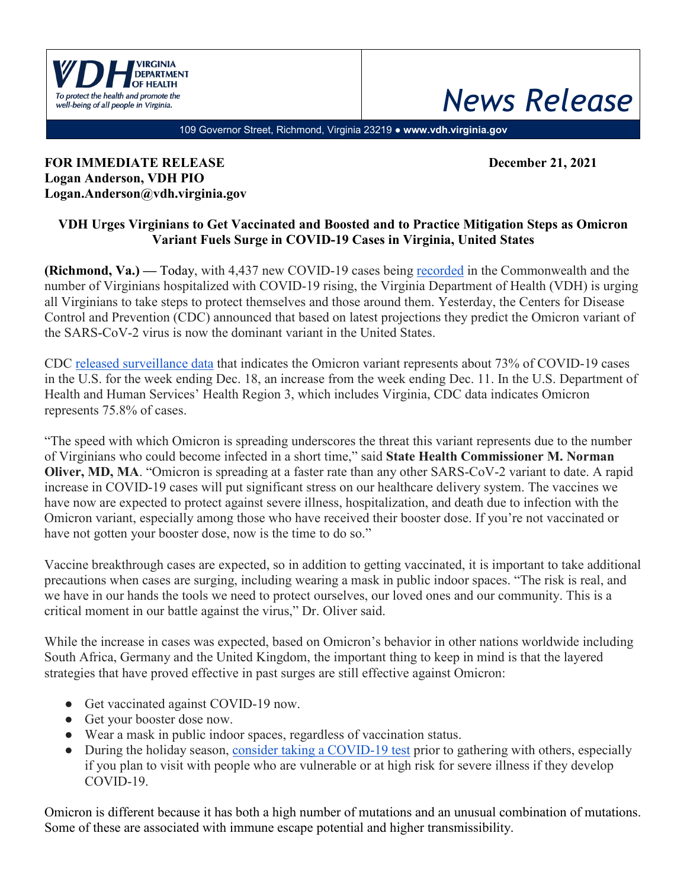VIRGINIA DEPARTMENT OF HEALTH

To protect the health and promote the well-being of all people in Virginia.

*News Release*

109 Governor Street, Richmond, Virginia 23219 ● **www.vdh.virginia.gov**

**FOR IMMEDIATE RELEASE** **December 21, 2021**
**Logan Anderson, VDH PIO**
**Logan.Anderson@vdh.virginia.gov**

## VDH Urges Virginians to Get Vaccinated and Boosted and to Practice Mitigation Steps as Omicron Variant Fuels Surge in COVID-19 Cases in Virginia, United States

**(Richmond, Va.) —** Today, with 4,437 new COVID-19 cases being recorded in the Commonwealth and the number of Virginians hospitalized with COVID-19 rising, the Virginia Department of Health (VDH) is urging all Virginians to take steps to protect themselves and those around them. Yesterday, the Centers for Disease Control and Prevention (CDC) announced that based on latest projections they predict the Omicron variant of the SARS-CoV-2 virus is now the dominant variant in the United States.

CDC released surveillance data that indicates the Omicron variant represents about 73% of COVID-19 cases in the U.S. for the week ending Dec. 18, an increase from the week ending Dec. 11. In the U.S. Department of Health and Human Services' Health Region 3, which includes Virginia, CDC data indicates Omicron represents 75.8% of cases.

"The speed with which Omicron is spreading underscores the threat this variant represents due to the number of Virginians who could become infected in a short time," said **State Health Commissioner M. Norman Oliver, MD, MA**. "Omicron is spreading at a faster rate than any other SARS-CoV-2 variant to date. A rapid increase in COVID-19 cases will put significant stress on our healthcare delivery system. The vaccines we have now are expected to protect against severe illness, hospitalization, and death due to infection with the Omicron variant, especially among those who have received their booster dose. If you're not vaccinated or have not gotten your booster dose, now is the time to do so."

Vaccine breakthrough cases are expected, so in addition to getting vaccinated, it is important to take additional precautions when cases are surging, including wearing a mask in public indoor spaces. "The risk is real, and we have in our hands the tools we need to protect ourselves, our loved ones and our community. This is a critical moment in our battle against the virus," Dr. Oliver said.

While the increase in cases was expected, based on Omicron's behavior in other nations worldwide including South Africa, Germany and the United Kingdom, the important thing to keep in mind is that the layered strategies that have proved effective in past surges are still effective against Omicron:

- Get vaccinated against COVID-19 now.
- Get your booster dose now.
- Wear a mask in public indoor spaces, regardless of vaccination status.
- During the holiday season, consider taking a COVID-19 test prior to gathering with others, especially if you plan to visit with people who are vulnerable or at high risk for severe illness if they develop COVID-19.

Omicron is different because it has both a high number of mutations and an unusual combination of mutations. Some of these are associated with immune escape potential and higher transmissibility.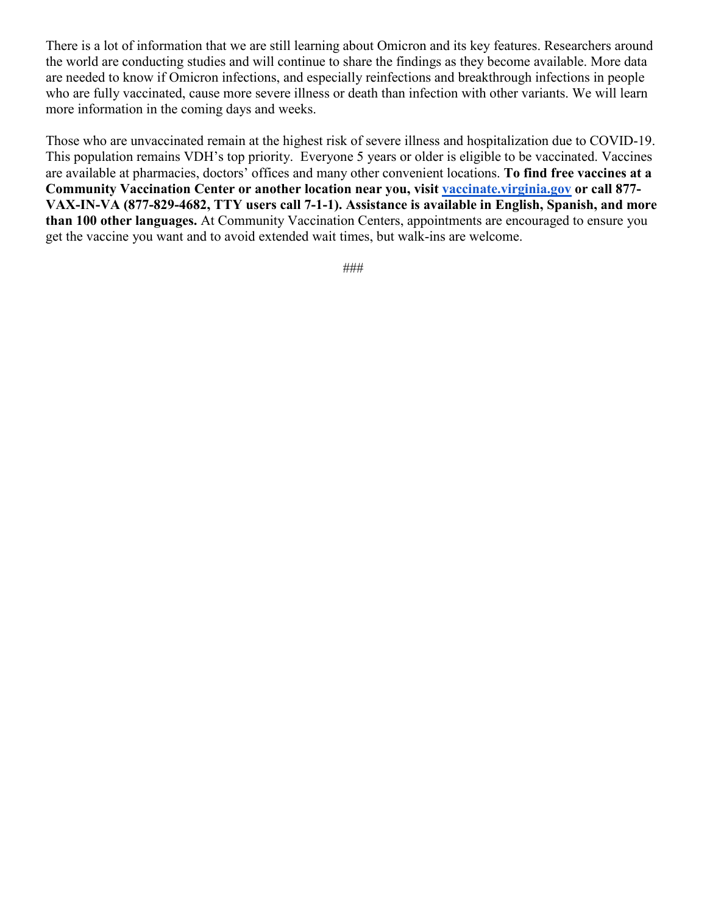There is a lot of information that we are still learning about Omicron and its key features. Researchers around the world are conducting studies and will continue to share the findings as they become available. More data are needed to know if Omicron infections, and especially reinfections and breakthrough infections in people who are fully vaccinated, cause more severe illness or death than infection with other variants. We will learn more information in the coming days and weeks.

Those who are unvaccinated remain at the highest risk of severe illness and hospitalization due to COVID-19. This population remains VDH's top priority. Everyone 5 years or older is eligible to be vaccinated. Vaccines are available at pharmacies, doctors' offices and many other convenient locations. **To find free vaccines at a Community Vaccination Center or another location near you, visit [vaccinate.virginia.gov](vaccinate.virginia.gov) or call 877-VAX-IN-VA (877-829-4682, TTY users call 7-1-1). Assistance is available in English, Spanish, and more than 100 other languages.** At Community Vaccination Centers, appointments are encouraged to ensure you get the vaccine you want and to avoid extended wait times, but walk-ins are welcome.

###